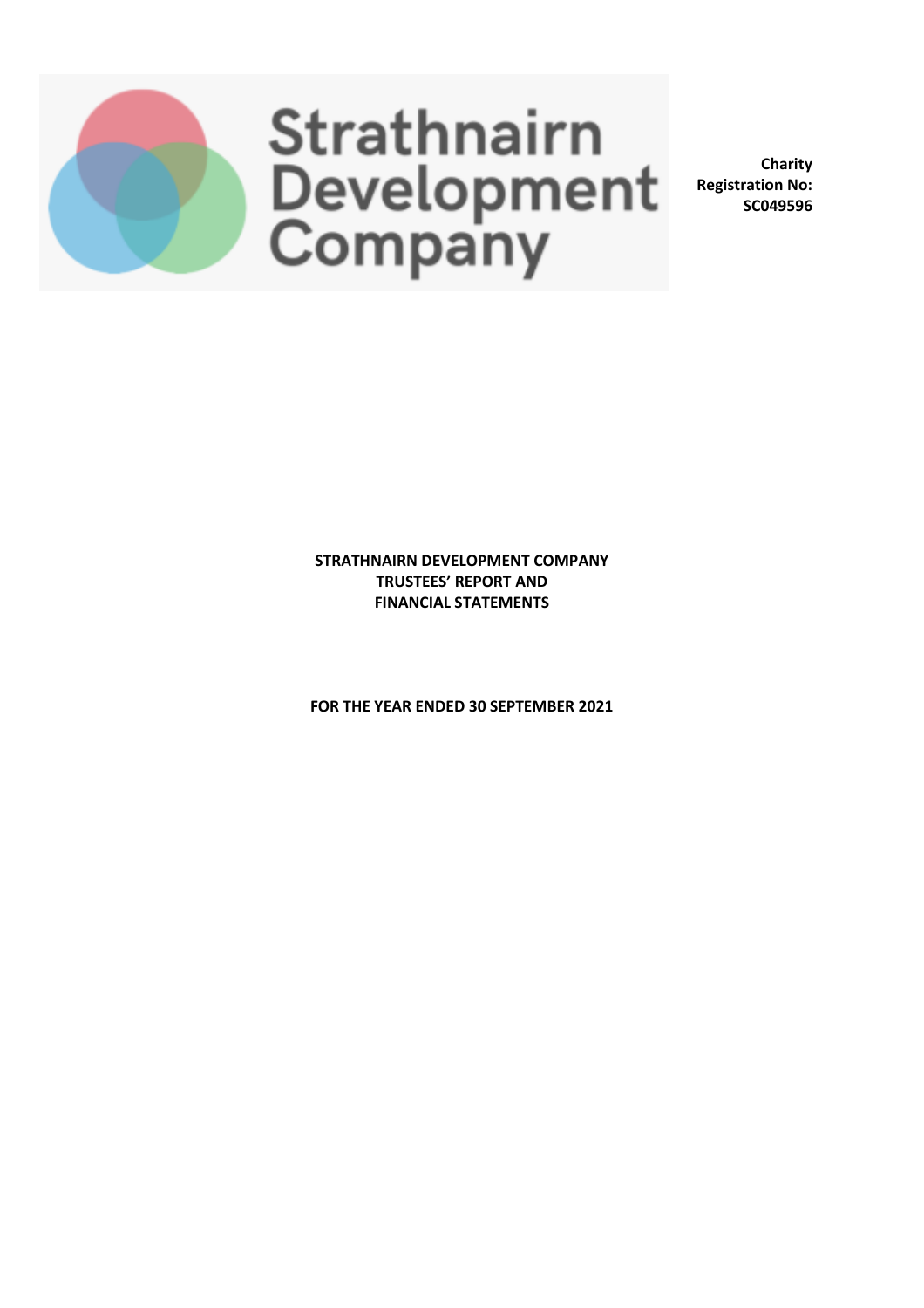Strathnairn Development Company

**Charity Registration No: SC049596**

**STRATHNAIRN DEVELOPMENT COMPANY**
**TRUSTEES' REPORT AND**
**FINANCIAL STATEMENTS**

**FOR THE YEAR ENDED 30 SEPTEMBER 2021**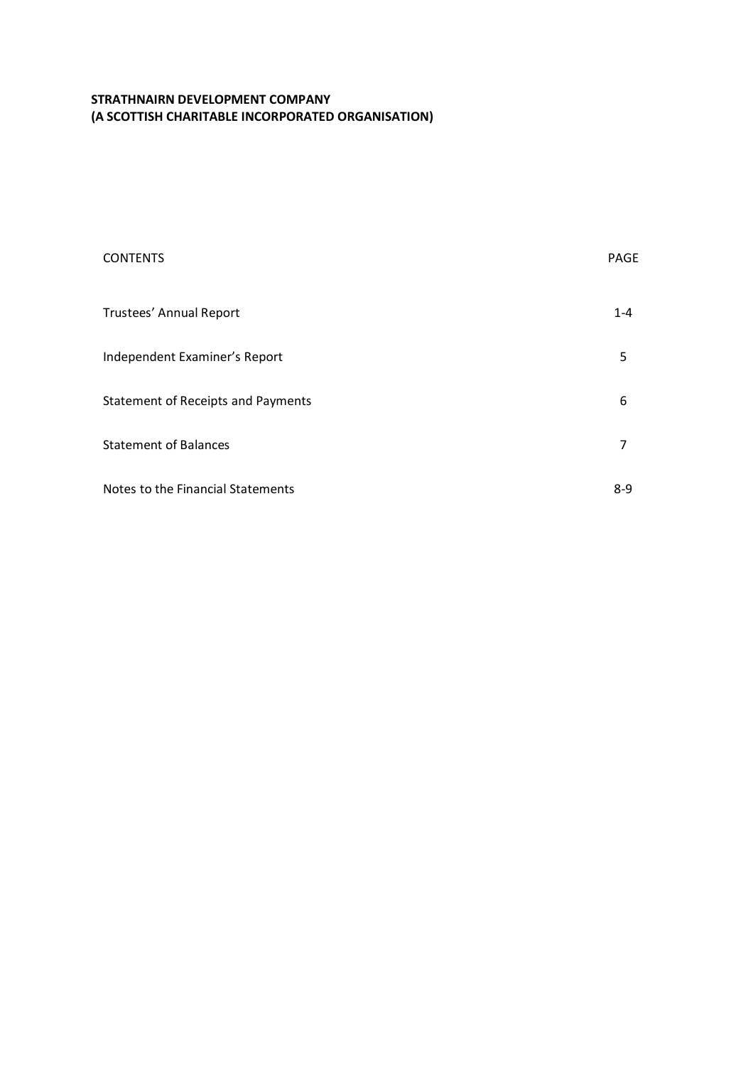**STRATHNAIRN DEVELOPMENT COMPANY**
**(A SCOTTISH CHARITABLE INCORPORATED ORGANISATION)**

| CONTENTS | PAGE |
| --- | --- |
| Trustees' Annual Report | 1-4 |
| Independent Examiner's Report | 5 |
| Statement of Receipts and Payments | 6 |
| Statement of Balances | 7 |
| Notes to the Financial Statements | 8-9 |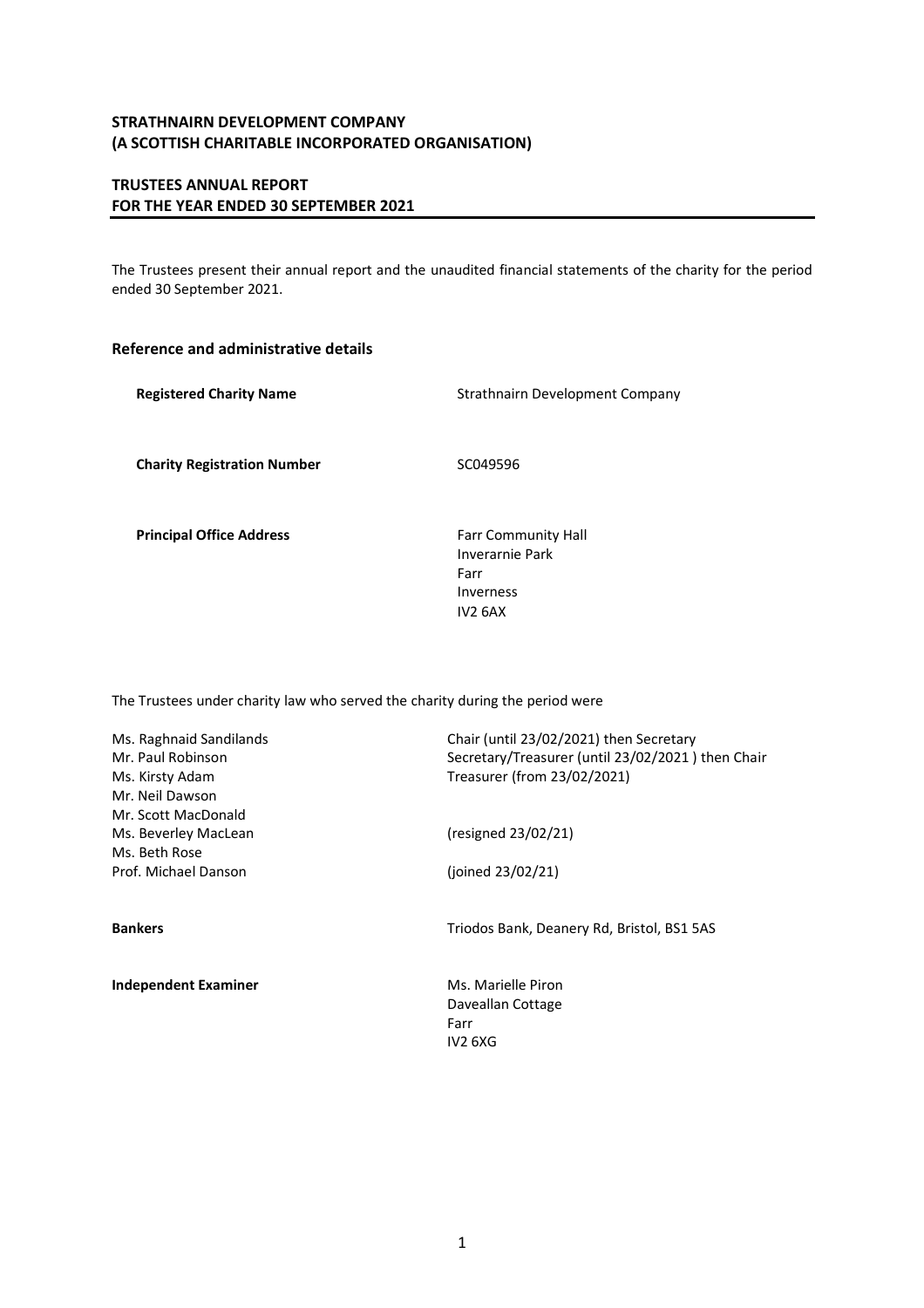**STRATHNAIRN DEVELOPMENT COMPANY**
**(A SCOTTISH CHARITABLE INCORPORATED ORGANISATION)**

**TRUSTEES ANNUAL REPORT**
**FOR THE YEAR ENDED 30 SEPTEMBER 2021**

The Trustees present their annual report and the unaudited financial statements of the charity for the period ended 30 September 2021.

## Reference and administrative details

| | |
|---|---|
| **Registered Charity Name** | Strathnairn Development Company |
| **Charity Registration Number** | SC049596 |
| **Principal Office Address** | Farr Community Hall<br>Inverarnie Park<br>Farr<br>Inverness<br>IV2 6AX |

The Trustees under charity law who served the charity during the period were

| | |
|---|---|
| Ms. Raghnaid Sandilands | Chair (until 23/02/2021) then Secretary |
| Mr. Paul Robinson | Secretary/Treasurer (until 23/02/2021 ) then Chair |
| Ms. Kirsty Adam | Treasurer (from 23/02/2021) |
| Mr. Neil Dawson | |
| Mr. Scott MacDonald | |
| Ms. Beverley MacLean | (resigned 23/02/21) |
| Ms. Beth Rose | |
| Prof. Michael Danson | (joined 23/02/21) |

| | |
|---|---|
| **Bankers** | Triodos Bank, Deanery Rd, Bristol, BS1 5AS |
| **Independent Examiner** | Ms. Marielle Piron<br>Daveallan Cottage<br>Farr<br>IV2 6XG |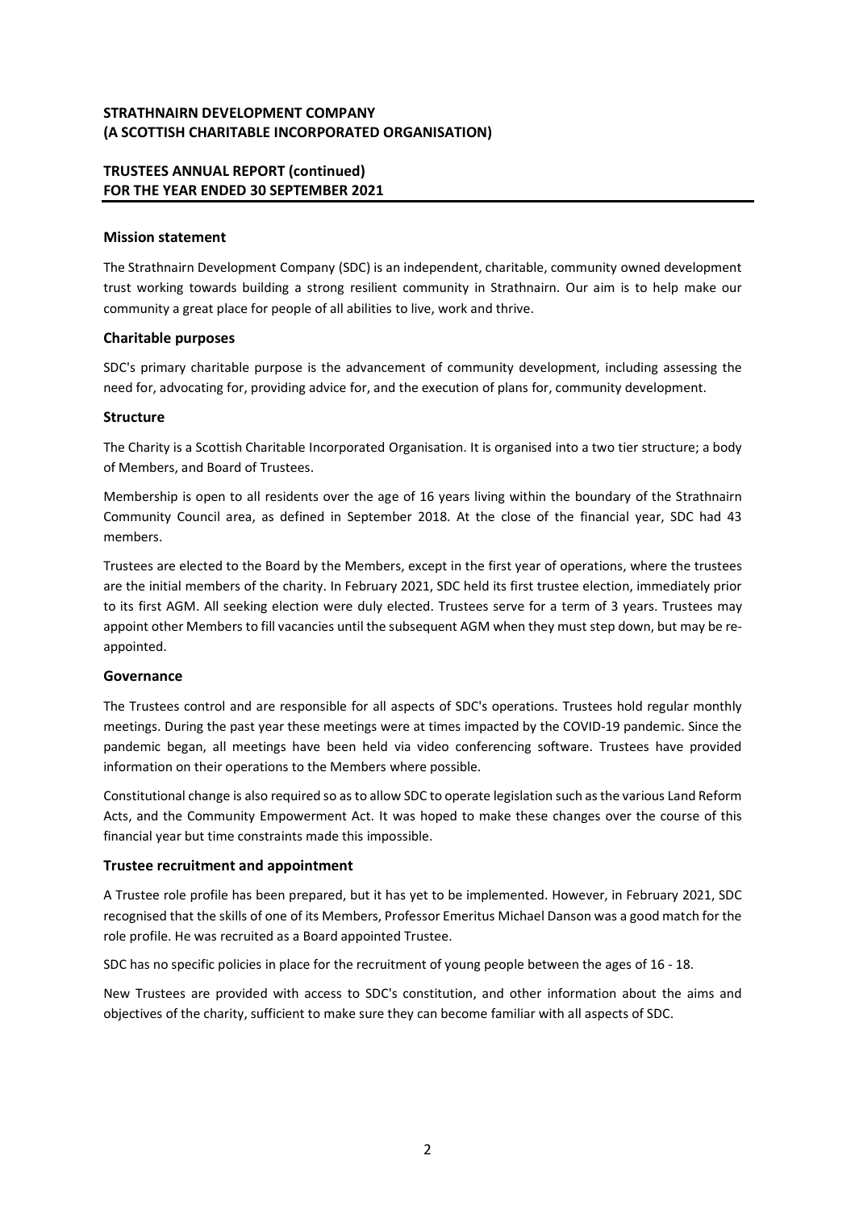**STRATHNAIRN DEVELOPMENT COMPANY**
**(A SCOTTISH CHARITABLE INCORPORATED ORGANISATION)**

**TRUSTEES ANNUAL REPORT (continued)**
**FOR THE YEAR ENDED 30 SEPTEMBER 2021**

### Mission statement

The Strathnairn Development Company (SDC) is an independent, charitable, community owned development trust working towards building a strong resilient community in Strathnairn. Our aim is to help make our community a great place for people of all abilities to live, work and thrive.

### Charitable purposes

SDC's primary charitable purpose is the advancement of community development, including assessing the need for, advocating for, providing advice for, and the execution of plans for, community development.

### Structure

The Charity is a Scottish Charitable Incorporated Organisation. It is organised into a two tier structure; a body of Members, and Board of Trustees.

Membership is open to all residents over the age of 16 years living within the boundary of the Strathnairn Community Council area, as defined in September 2018. At the close of the financial year, SDC had 43 members.

Trustees are elected to the Board by the Members, except in the first year of operations, where the trustees are the initial members of the charity. In February 2021, SDC held its first trustee election, immediately prior to its first AGM. All seeking election were duly elected. Trustees serve for a term of 3 years. Trustees may appoint other Members to fill vacancies until the subsequent AGM when they must step down, but may be re-appointed.

### Governance

The Trustees control and are responsible for all aspects of SDC's operations. Trustees hold regular monthly meetings. During the past year these meetings were at times impacted by the COVID-19 pandemic. Since the pandemic began, all meetings have been held via video conferencing software. Trustees have provided information on their operations to the Members where possible.

Constitutional change is also required so as to allow SDC to operate legislation such as the various Land Reform Acts, and the Community Empowerment Act. It was hoped to make these changes over the course of this financial year but time constraints made this impossible.

### Trustee recruitment and appointment

A Trustee role profile has been prepared, but it has yet to be implemented. However, in February 2021, SDC recognised that the skills of one of its Members, Professor Emeritus Michael Danson was a good match for the role profile. He was recruited as a Board appointed Trustee.

SDC has no specific policies in place for the recruitment of young people between the ages of 16 - 18.

New Trustees are provided with access to SDC's constitution, and other information about the aims and objectives of the charity, sufficient to make sure they can become familiar with all aspects of SDC.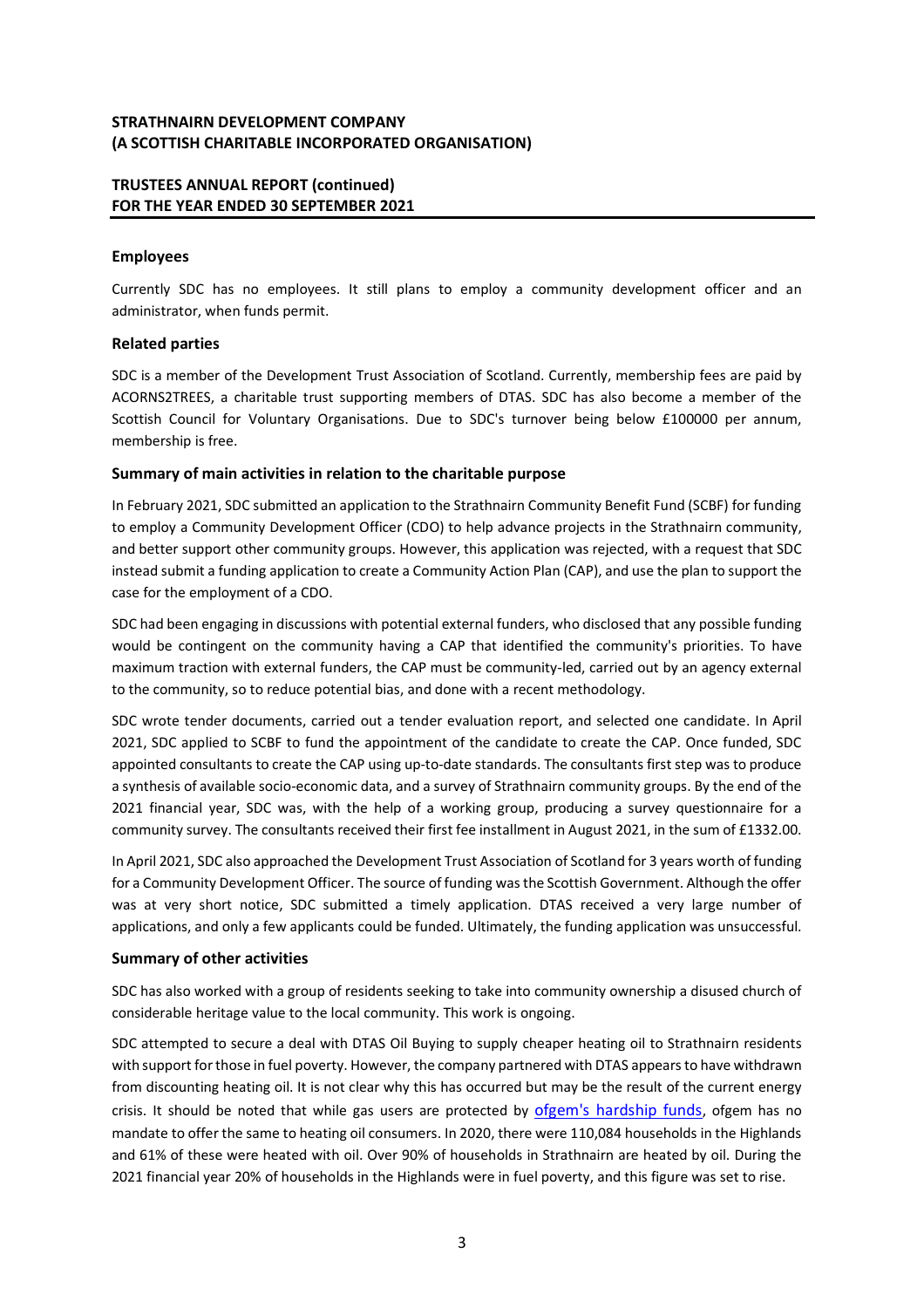**STRATHNAIRN DEVELOPMENT COMPANY**
**(A SCOTTISH CHARITABLE INCORPORATED ORGANISATION)**

**TRUSTEES ANNUAL REPORT (continued)**
**FOR THE YEAR ENDED 30 SEPTEMBER 2021**

### Employees

Currently SDC has no employees. It still plans to employ a community development officer and an administrator, when funds permit.

### Related parties

SDC is a member of the Development Trust Association of Scotland. Currently, membership fees are paid by ACORNS2TREES, a charitable trust supporting members of DTAS. SDC has also become a member of the Scottish Council for Voluntary Organisations. Due to SDC's turnover being below £100000 per annum, membership is free.

### Summary of main activities in relation to the charitable purpose

In February 2021, SDC submitted an application to the Strathnairn Community Benefit Fund (SCBF) for funding to employ a Community Development Officer (CDO) to help advance projects in the Strathnairn community, and better support other community groups. However, this application was rejected, with a request that SDC instead submit a funding application to create a Community Action Plan (CAP), and use the plan to support the case for the employment of a CDO.

SDC had been engaging in discussions with potential external funders, who disclosed that any possible funding would be contingent on the community having a CAP that identified the community's priorities. To have maximum traction with external funders, the CAP must be community-led, carried out by an agency external to the community, so to reduce potential bias, and done with a recent methodology.

SDC wrote tender documents, carried out a tender evaluation report, and selected one candidate. In April 2021, SDC applied to SCBF to fund the appointment of the candidate to create the CAP. Once funded, SDC appointed consultants to create the CAP using up-to-date standards. The consultants first step was to produce a synthesis of available socio-economic data, and a survey of Strathnairn community groups. By the end of the 2021 financial year, SDC was, with the help of a working group, producing a survey questionnaire for a community survey. The consultants received their first fee installment in August 2021, in the sum of £1332.00.

In April 2021, SDC also approached the Development Trust Association of Scotland for 3 years worth of funding for a Community Development Officer. The source of funding was the Scottish Government. Although the offer was at very short notice, SDC submitted a timely application. DTAS received a very large number of applications, and only a few applicants could be funded. Ultimately, the funding application was unsuccessful.

### Summary of other activities

SDC has also worked with a group of residents seeking to take into community ownership a disused church of considerable heritage value to the local community. This work is ongoing.

SDC attempted to secure a deal with DTAS Oil Buying to supply cheaper heating oil to Strathnairn residents with support for those in fuel poverty. However, the company partnered with DTAS appears to have withdrawn from discounting heating oil. It is not clear why this has occurred but may be the result of the current energy crisis. It should be noted that while gas users are protected by ofgem's hardship funds, ofgem has no mandate to offer the same to heating oil consumers. In 2020, there were 110,084 households in the Highlands and 61% of these were heated with oil. Over 90% of households in Strathnairn are heated by oil. During the 2021 financial year 20% of households in the Highlands were in fuel poverty, and this figure was set to rise.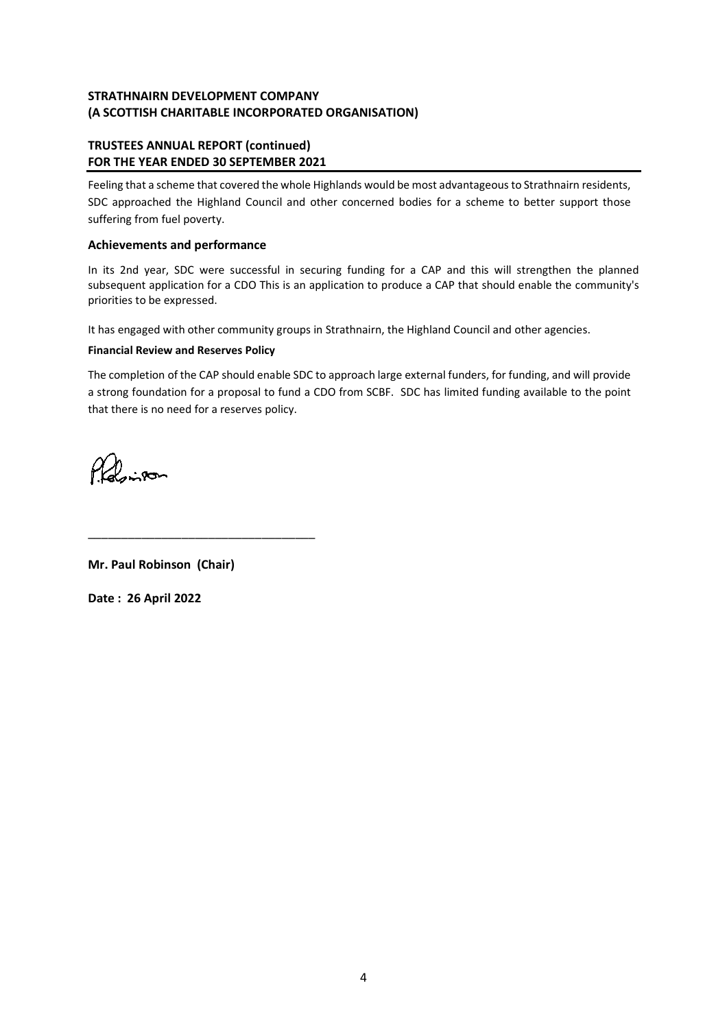**STRATHNAIRN DEVELOPMENT COMPANY**
**(A SCOTTISH CHARITABLE INCORPORATED ORGANISATION)**

**TRUSTEES ANNUAL REPORT (continued)**
**FOR THE YEAR ENDED 30 SEPTEMBER 2021**

Feeling that a scheme that covered the whole Highlands would be most advantageous to Strathnairn residents, SDC approached the Highland Council and other concerned bodies for a scheme to better support those suffering from fuel poverty.

## Achievements and performance

In its 2nd year, SDC were successful in securing funding for a CAP and this will strengthen the planned subsequent application for a CDO This is an application to produce a CAP that should enable the community's priorities to be expressed.

It has engaged with other community groups in Strathnairn, the Highland Council and other agencies.

**Financial Review and Reserves Policy**

The completion of the CAP should enable SDC to approach large external funders, for funding, and will provide a strong foundation for a proposal to fund a CDO from SCBF. SDC has limited funding available to the point that there is no need for a reserves policy.

P.Robinson

___________________________________

**Mr. Paul Robinson (Chair)**

**Date : 26 April 2022**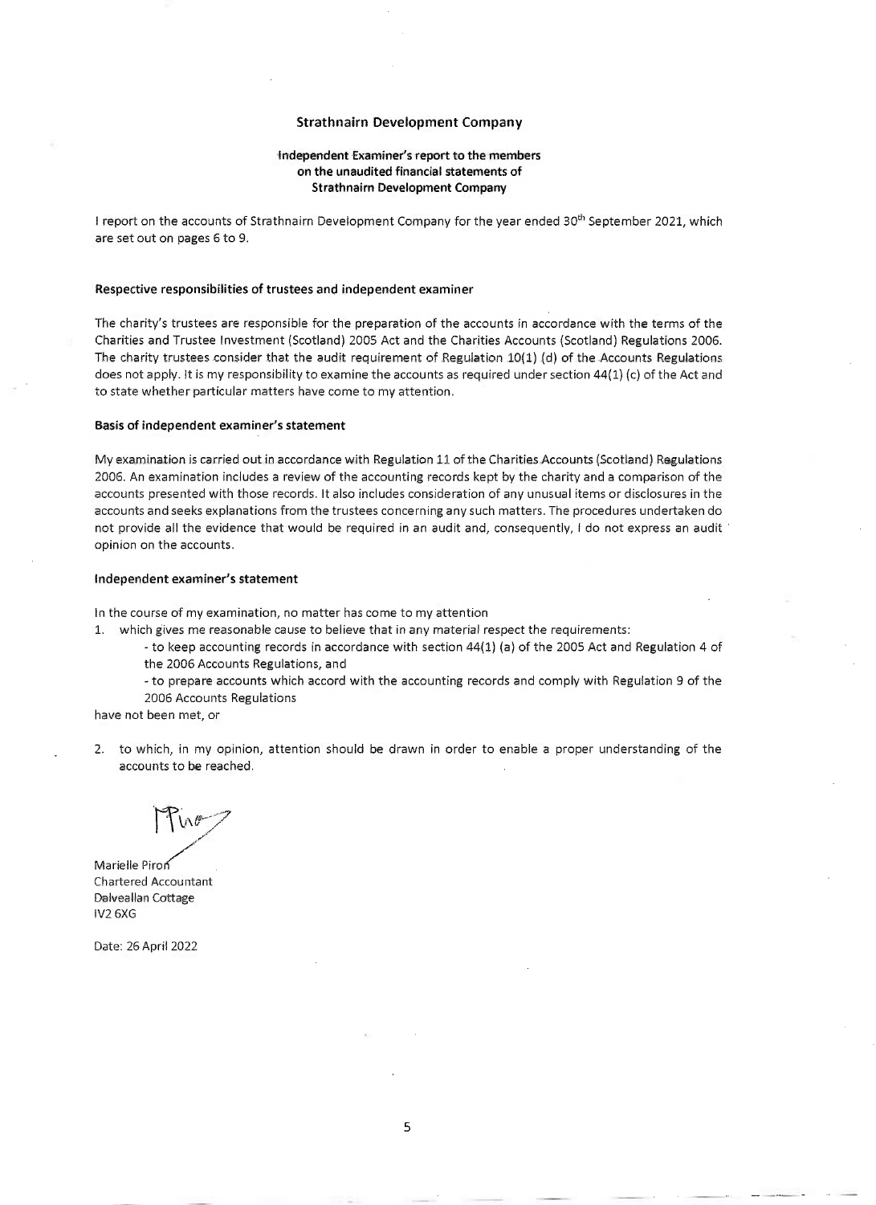## Strathnairn Development Company

### Independent Examiner's report to the members on the unaudited financial statements of Strathnairn Development Company

I report on the accounts of Strathnairn Development Company for the year ended 30th September 2021, which are set out on pages 6 to 9.

#### Respective responsibilities of trustees and independent examiner

The charity's trustees are responsible for the preparation of the accounts in accordance with the terms of the Charities and Trustee Investment (Scotland) 2005 Act and the Charities Accounts (Scotland) Regulations 2006. The charity trustees consider that the audit requirement of Regulation 10(1) (d) of the Accounts Regulations does not apply. It is my responsibility to examine the accounts as required under section 44(1) (c) of the Act and to state whether particular matters have come to my attention.

#### Basis of independent examiner's statement

My examination is carried out in accordance with Regulation 11 of the Charities Accounts (Scotland) Regulations 2006. An examination includes a review of the accounting records kept by the charity and a comparison of the accounts presented with those records. It also includes consideration of any unusual items or disclosures in the accounts and seeks explanations from the trustees concerning any such matters. The procedures undertaken do not provide all the evidence that would be required in an audit and, consequently, I do not express an audit opinion on the accounts.

#### Independent examiner's statement

In the course of my examination, no matter has come to my attention

1. which gives me reasonable cause to believe that in any material respect the requirements:
   - to keep accounting records in accordance with section 44(1) (a) of the 2005 Act and Regulation 4 of the 2006 Accounts Regulations, and
   - to prepare accounts which accord with the accounting records and comply with Regulation 9 of the 2006 Accounts Regulations

have not been met, or

2. to which, in my opinion, attention should be drawn in order to enable a proper understanding of the accounts to be reached.

Marielle Piron
Chartered Accountant
Dalveallan Cottage
IV2 6XG

Date: 26 April 2022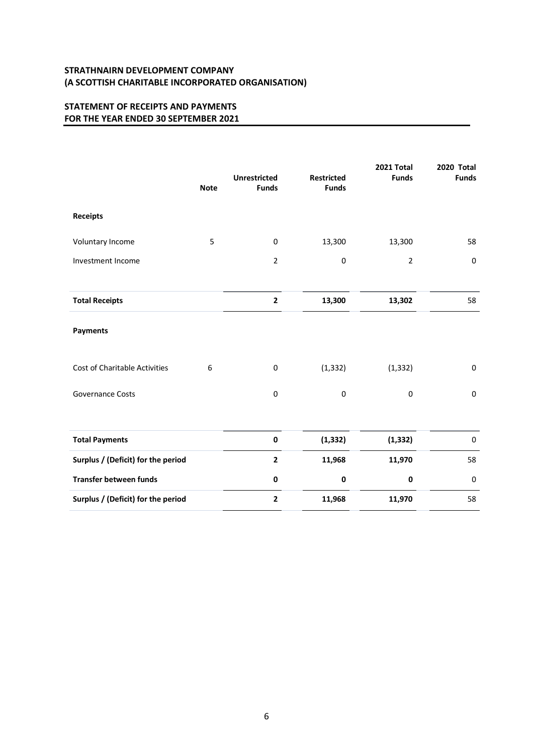**STRATHNAIRN DEVELOPMENT COMPANY**
**(A SCOTTISH CHARITABLE INCORPORATED ORGANISATION)**

**STATEMENT OF RECEIPTS AND PAYMENTS**
**FOR THE YEAR ENDED 30 SEPTEMBER 2021**

| | Note | Unrestricted Funds | Restricted Funds | 2021 Total Funds | 2020 Total Funds |
|---|---|---|---|---|---|
| **Receipts** | | | | | |
| Voluntary Income | 5 | 0 | 13,300 | 13,300 | 58 |
| Investment Income | | 2 | 0 | 2 | 0 |
| **Total Receipts** | | **2** | **13,300** | **13,302** | 58 |
| **Payments** | | | | | |
| Cost of Charitable Activities | 6 | 0 | (1,332) | (1,332) | 0 |
| Governance Costs | | 0 | 0 | 0 | 0 |
| **Total Payments** | | **0** | **(1,332)** | **(1,332)** | 0 |
| **Surplus / (Deficit) for the period** | | **2** | **11,968** | **11,970** | 58 |
| **Transfer between funds** | | **0** | **0** | **0** | 0 |
| **Surplus / (Deficit) for the period** | | **2** | **11,968** | **11,970** | 58 |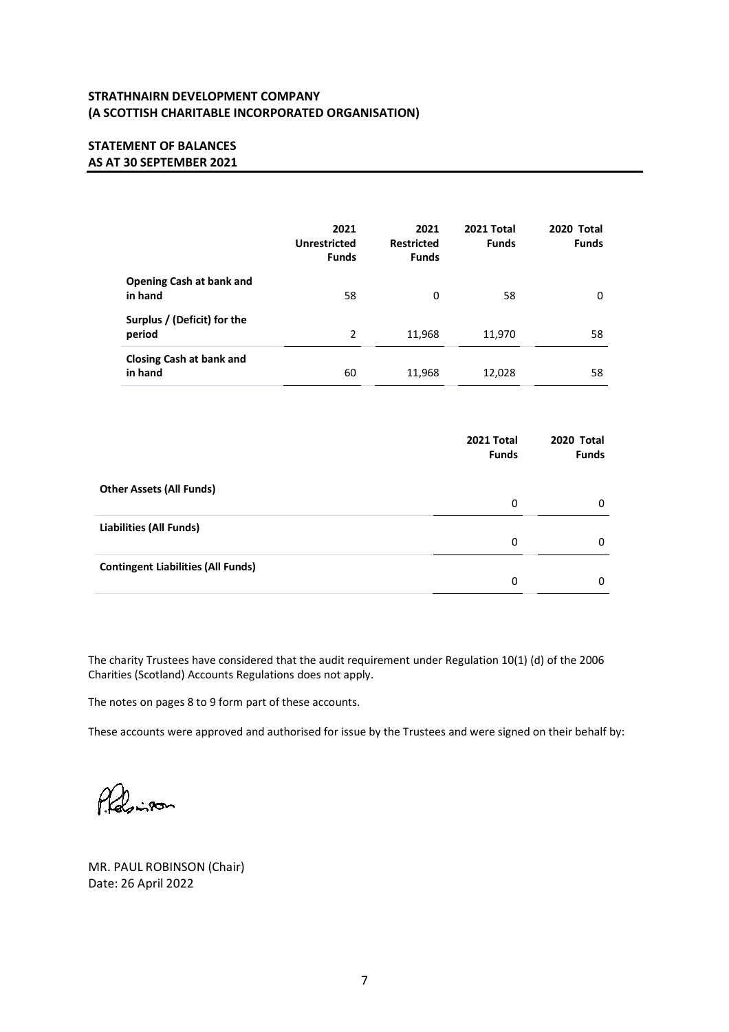**STRATHNAIRN DEVELOPMENT COMPANY**
**(A SCOTTISH CHARITABLE INCORPORATED ORGANISATION)**

## STATEMENT OF BALANCES
## AS AT 30 SEPTEMBER 2021

| | 2021 Unrestricted Funds | 2021 Restricted Funds | 2021 Total Funds | 2020 Total Funds |
|---|---|---|---|---|
| **Opening Cash at bank and in hand** | 58 | 0 | 58 | 0 |
| **Surplus / (Deficit) for the period** | 2 | 11,968 | 11,970 | 58 |
| **Closing Cash at bank and in hand** | 60 | 11,968 | 12,028 | 58 |

| | 2021 Total Funds | 2020 Total Funds |
|---|---|---|
| **Other Assets (All Funds)** | 0 | 0 |
| **Liabilities (All Funds)** | 0 | 0 |
| **Contingent Liabilities (All Funds)** | 0 | 0 |

The charity Trustees have considered that the audit requirement under Regulation 10(1) (d) of the 2006 Charities (Scotland) Accounts Regulations does not apply.

The notes on pages 8 to 9 form part of these accounts.

These accounts were approved and authorised for issue by the Trustees and were signed on their behalf by:

MR. PAUL ROBINSON (Chair)
Date: 26 April 2022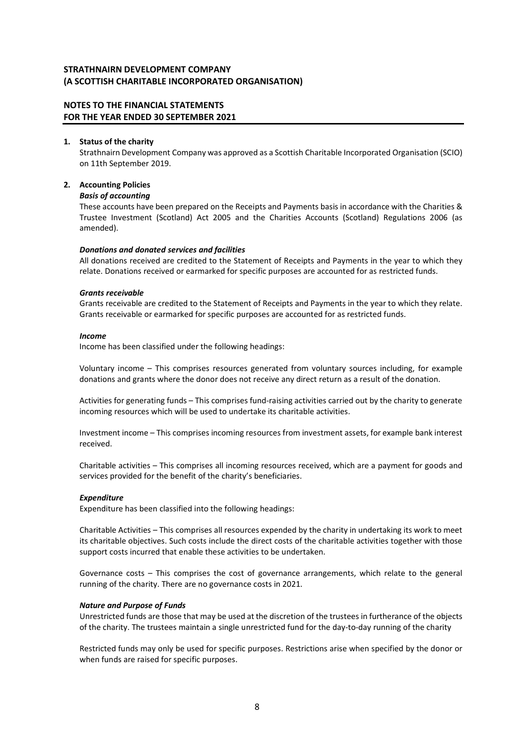**STRATHNAIRN DEVELOPMENT COMPANY**
**(A SCOTTISH CHARITABLE INCORPORATED ORGANISATION)**

**NOTES TO THE FINANCIAL STATEMENTS**
**FOR THE YEAR ENDED 30 SEPTEMBER 2021**

**1. Status of the charity**

Strathnairn Development Company was approved as a Scottish Charitable Incorporated Organisation (SCIO) on 11th September 2019.

**2. Accounting Policies**

***Basis of accounting***

These accounts have been prepared on the Receipts and Payments basis in accordance with the Charities & Trustee Investment (Scotland) Act 2005 and the Charities Accounts (Scotland) Regulations 2006 (as amended).

***Donations and donated services and facilities***

All donations received are credited to the Statement of Receipts and Payments in the year to which they relate. Donations received or earmarked for specific purposes are accounted for as restricted funds.

***Grants receivable***

Grants receivable are credited to the Statement of Receipts and Payments in the year to which they relate. Grants receivable or earmarked for specific purposes are accounted for as restricted funds.

***Income***

Income has been classified under the following headings:

Voluntary income – This comprises resources generated from voluntary sources including, for example donations and grants where the donor does not receive any direct return as a result of the donation.

Activities for generating funds – This comprises fund-raising activities carried out by the charity to generate incoming resources which will be used to undertake its charitable activities.

Investment income – This comprises incoming resources from investment assets, for example bank interest received.

Charitable activities – This comprises all incoming resources received, which are a payment for goods and services provided for the benefit of the charity's beneficiaries.

***Expenditure***

Expenditure has been classified into the following headings:

Charitable Activities – This comprises all resources expended by the charity in undertaking its work to meet its charitable objectives. Such costs include the direct costs of the charitable activities together with those support costs incurred that enable these activities to be undertaken.

Governance costs – This comprises the cost of governance arrangements, which relate to the general running of the charity. There are no governance costs in 2021.

***Nature and Purpose of Funds***

Unrestricted funds are those that may be used at the discretion of the trustees in furtherance of the objects of the charity. The trustees maintain a single unrestricted fund for the day-to-day running of the charity

Restricted funds may only be used for specific purposes. Restrictions arise when specified by the donor or when funds are raised for specific purposes.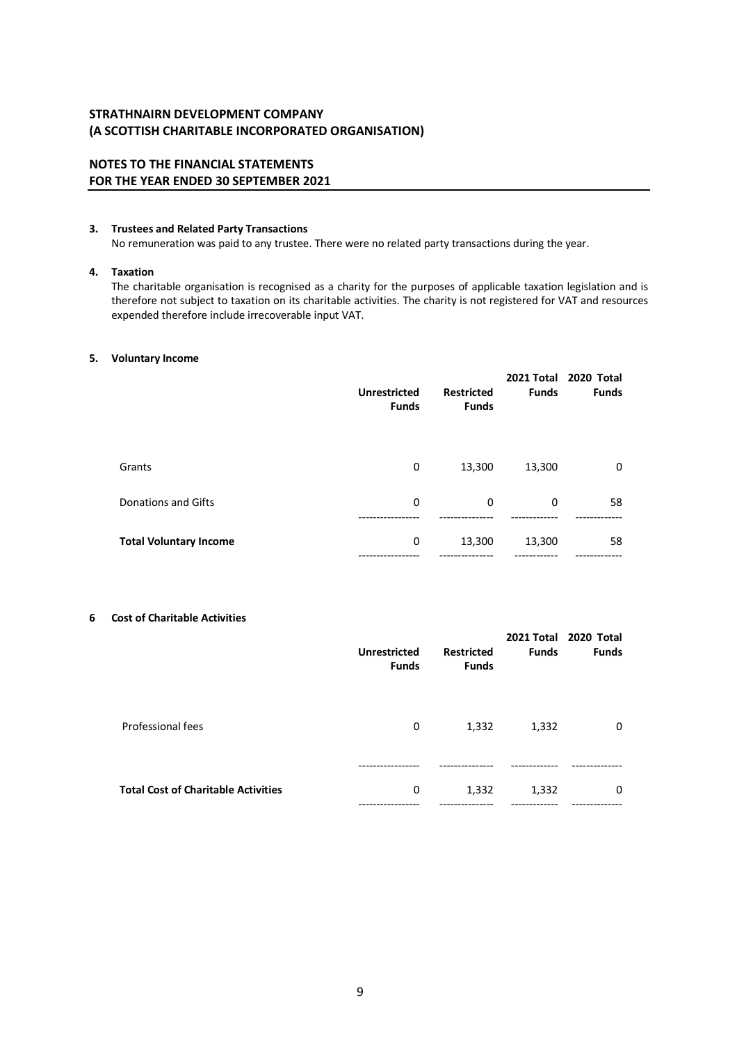**STRATHNAIRN DEVELOPMENT COMPANY**
**(A SCOTTISH CHARITABLE INCORPORATED ORGANISATION)**

**NOTES TO THE FINANCIAL STATEMENTS**
**FOR THE YEAR ENDED 30 SEPTEMBER 2021**

**3. Trustees and Related Party Transactions**

No remuneration was paid to any trustee. There were no related party transactions during the year.

**4. Taxation**

The charitable organisation is recognised as a charity for the purposes of applicable taxation legislation and is therefore not subject to taxation on its charitable activities. The charity is not registered for VAT and resources expended therefore include irrecoverable input VAT.

**5. Voluntary Income**

| | Unrestricted Funds | Restricted Funds | 2021 Total Funds | 2020 Total Funds |
|---|---|---|---|---|
| Grants | 0 | 13,300 | 13,300 | 0 |
| Donations and Gifts | 0 | 0 | 0 | 58 |
| **Total Voluntary Income** | 0 | 13,300 | 13,300 | 58 |

**6 Cost of Charitable Activities**

| | Unrestricted Funds | Restricted Funds | 2021 Total Funds | 2020 Total Funds |
|---|---|---|---|---|
| Professional fees | 0 | 1,332 | 1,332 | 0 |
| **Total Cost of Charitable Activities** | 0 | 1,332 | 1,332 | 0 |